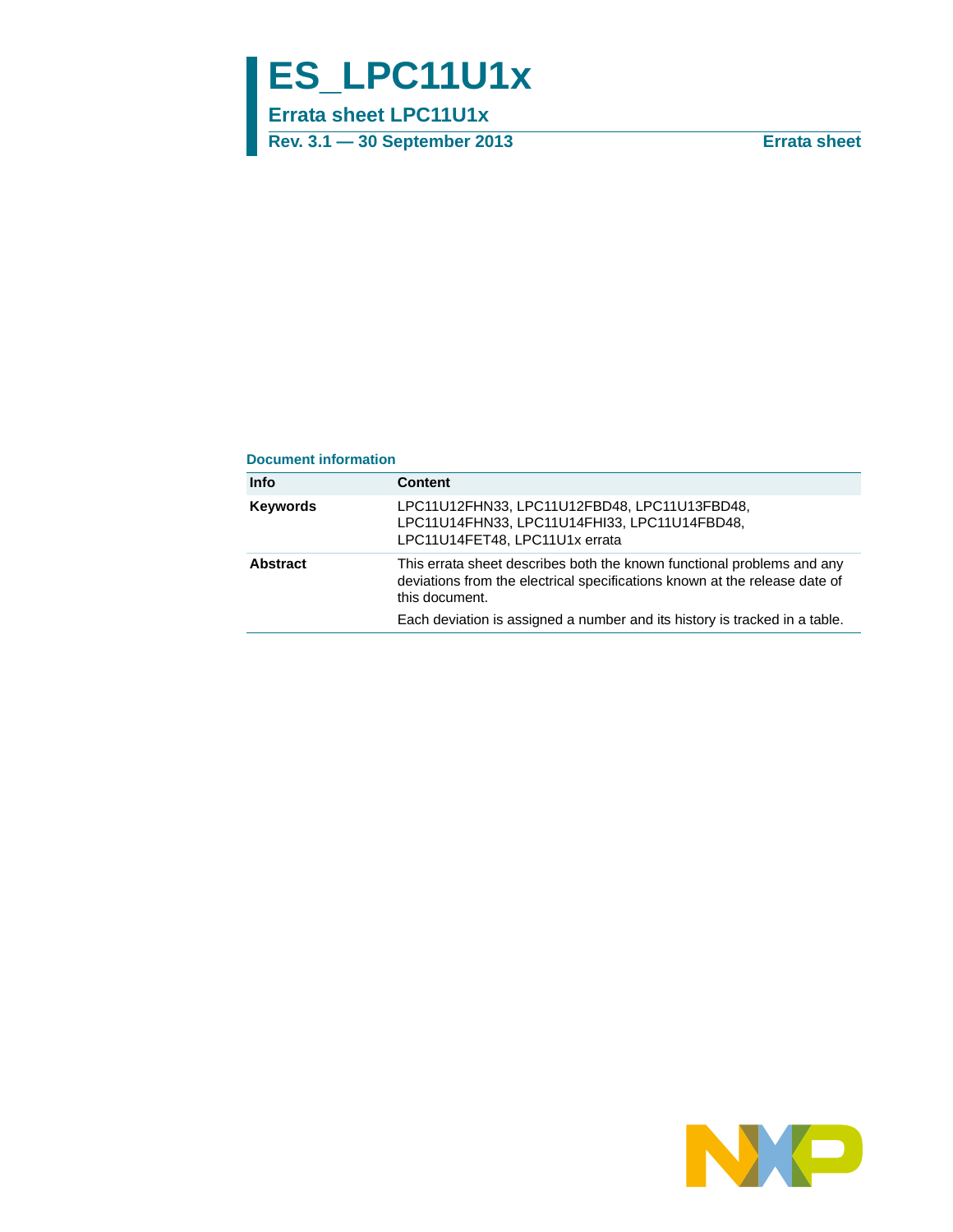# ES_LPC11U1x

## Errata sheet LPC11U1x

**Rev. 3.1 — 30 September 2013** **Errata sheet**

### Document information

| Info | Content |
|---|---|
| **Keywords** | LPC11U12FHN33, LPC11U12FBD48, LPC11U13FBD48, LPC11U14FHN33, LPC11U14FHI33, LPC11U14FBD48, LPC11U14FET48, LPC11U1x errata |
| **Abstract** | This errata sheet describes both the known functional problems and any deviations from the electrical specifications known at the release date of this document. Each deviation is assigned a number and its history is tracked in a table. |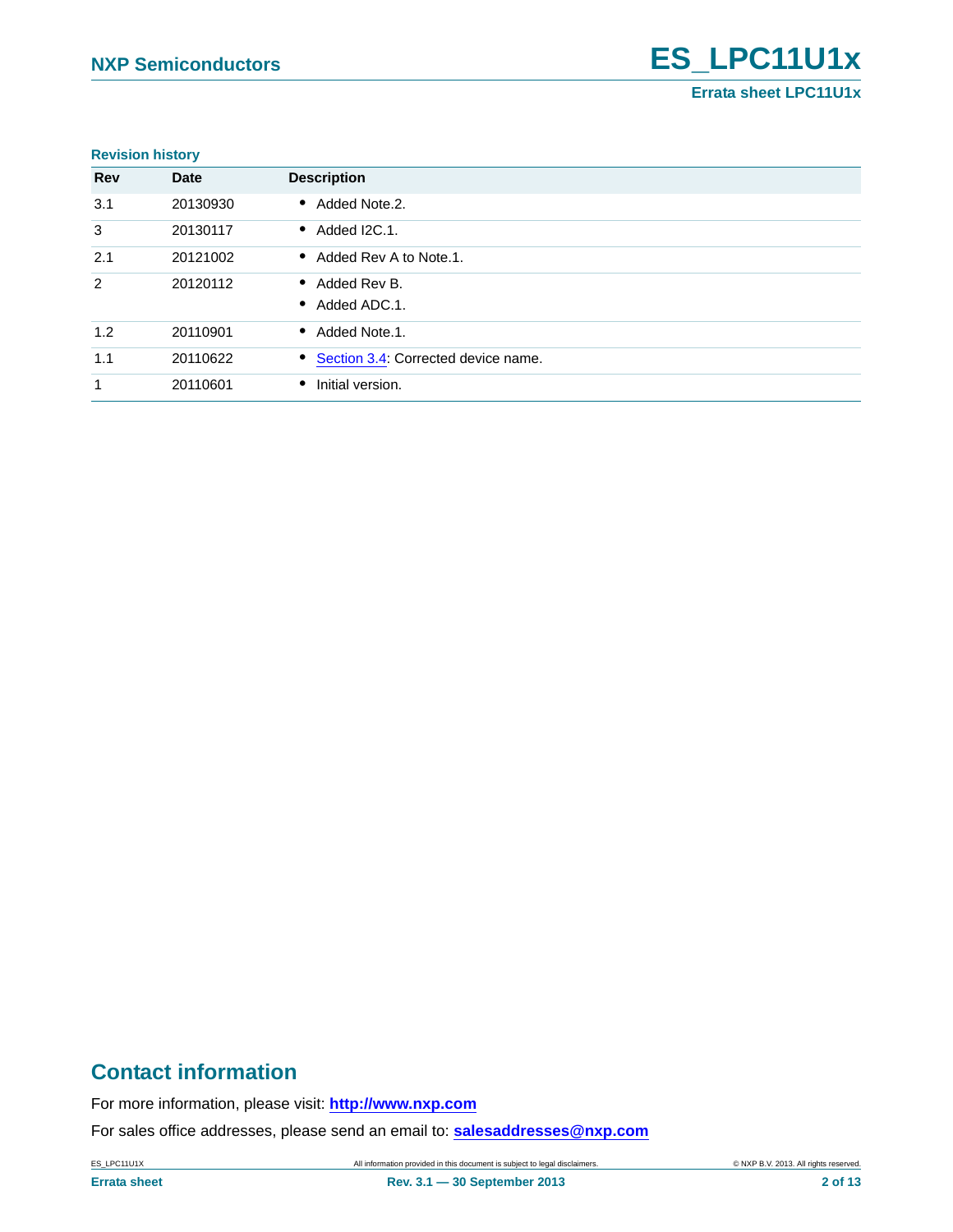**Revision history**

| Rev | Date | Description |
| --- | --- | --- |
| 3.1 | 20130930 | • Added Note.2. |
| 3 | 20130117 | • Added I2C.1. |
| 2.1 | 20121002 | • Added Rev A to Note.1. |
| 2 | 20120112 | • Added Rev B.<br>• Added ADC.1. |
| 1.2 | 20110901 | • Added Note.1. |
| 1.1 | 20110622 | • Section 3.4: Corrected device name. |
| 1 | 20110601 | • Initial version. |

## Contact information

For more information, please visit: **http://www.nxp.com**

For sales office addresses, please send an email to: **salesaddresses@nxp.com**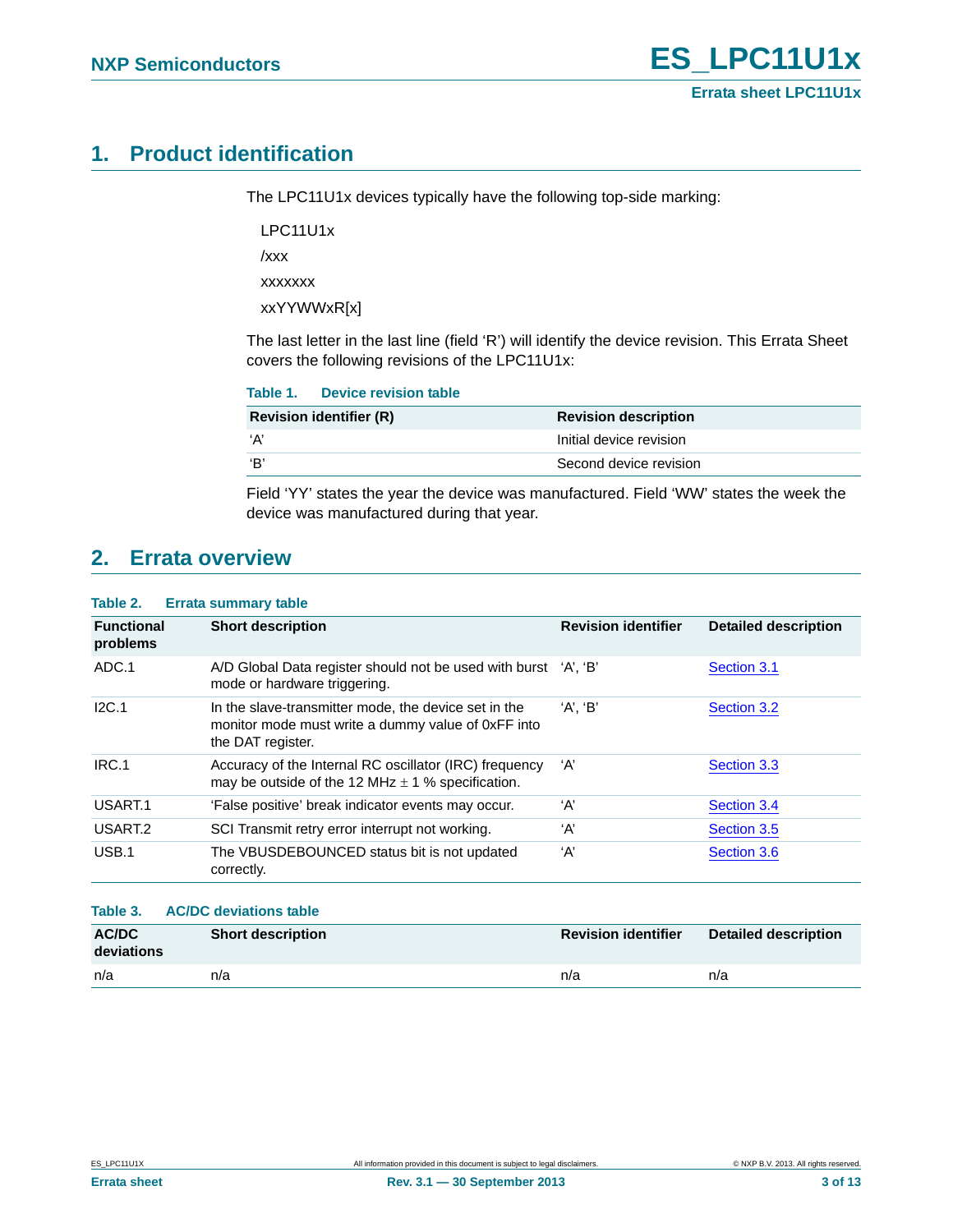## 1. Product identification

The LPC11U1x devices typically have the following top-side marking:

LPC11U1x

/xxx

xxxxxxx

xxYYWWxR[x]

The last letter in the last line (field 'R') will identify the device revision. This Errata Sheet covers the following revisions of the LPC11U1x:

**Table 1. Device revision table**

| Revision identifier (R) | Revision description |
|---|---|
| 'A' | Initial device revision |
| 'B' | Second device revision |

Field 'YY' states the year the device was manufactured. Field 'WW' states the week the device was manufactured during that year.

## 2. Errata overview

**Table 2. Errata summary table**

| Functional problems | Short description | Revision identifier | Detailed description |
|---|---|---|---|
| ADC.1 | A/D Global Data register should not be used with burst mode or hardware triggering. | 'A', 'B' | Section 3.1 |
| I2C.1 | In the slave-transmitter mode, the device set in the monitor mode must write a dummy value of 0xFF into the DAT register. | 'A', 'B' | Section 3.2 |
| IRC.1 | Accuracy of the Internal RC oscillator (IRC) frequency may be outside of the 12 MHz ± 1 % specification. | 'A' | Section 3.3 |
| USART.1 | 'False positive' break indicator events may occur. | 'A' | Section 3.4 |
| USART.2 | SCI Transmit retry error interrupt not working. | 'A' | Section 3.5 |
| USB.1 | The VBUSDEBOUNCED status bit is not updated correctly. | 'A' | Section 3.6 |

**Table 3. AC/DC deviations table**

| AC/DC deviations | Short description | Revision identifier | Detailed description |
|---|---|---|---|
| n/a | n/a | n/a | n/a |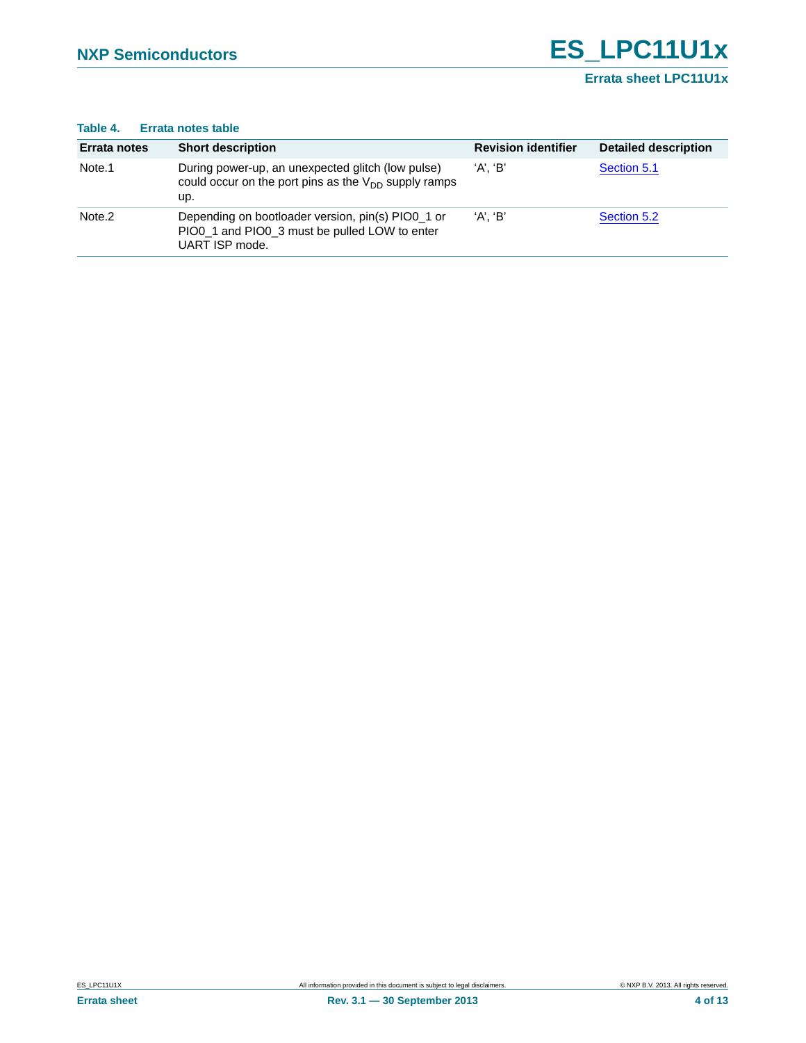**Table 4. Errata notes table**

| Errata notes | Short description | Revision identifier | Detailed description |
| --- | --- | --- | --- |
| Note.1 | During power-up, an unexpected glitch (low pulse) could occur on the port pins as the $V_{DD}$ supply ramps up. | ‘A’, ‘B’ | Section 5.1 |
| Note.2 | Depending on bootloader version, pin(s) PIO0_1 or PIO0_1 and PIO0_3 must be pulled LOW to enter UART ISP mode. | ‘A’, ‘B’ | Section 5.2 |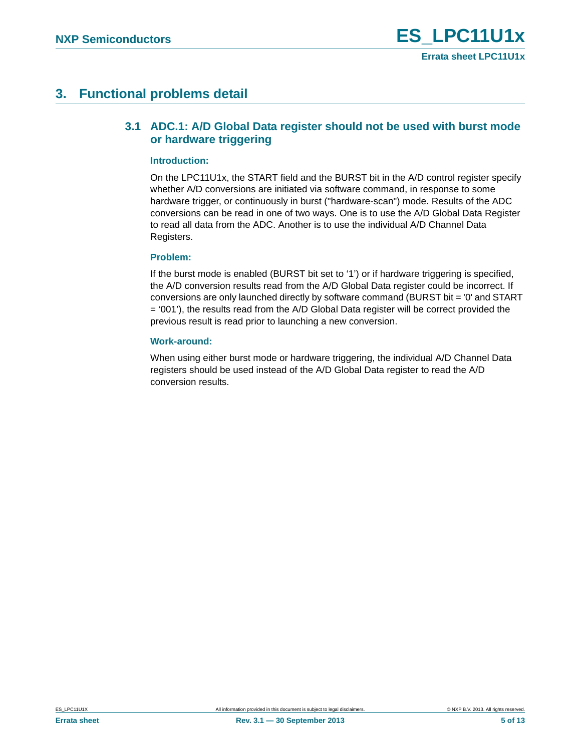# 3. Functional problems detail

## 3.1 ADC.1: A/D Global Data register should not be used with burst mode or hardware triggering

### Introduction:

On the LPC11U1x, the START field and the BURST bit in the A/D control register specify whether A/D conversions are initiated via software command, in response to some hardware trigger, or continuously in burst ("hardware-scan") mode. Results of the ADC conversions can be read in one of two ways. One is to use the A/D Global Data Register to read all data from the ADC. Another is to use the individual A/D Channel Data Registers.

### Problem:

If the burst mode is enabled (BURST bit set to ‘1’) or if hardware triggering is specified, the A/D conversion results read from the A/D Global Data register could be incorrect. If conversions are only launched directly by software command (BURST bit = '0' and START = ‘001’), the results read from the A/D Global Data register will be correct provided the previous result is read prior to launching a new conversion.

### Work-around:

When using either burst mode or hardware triggering, the individual A/D Channel Data registers should be used instead of the A/D Global Data register to read the A/D conversion results.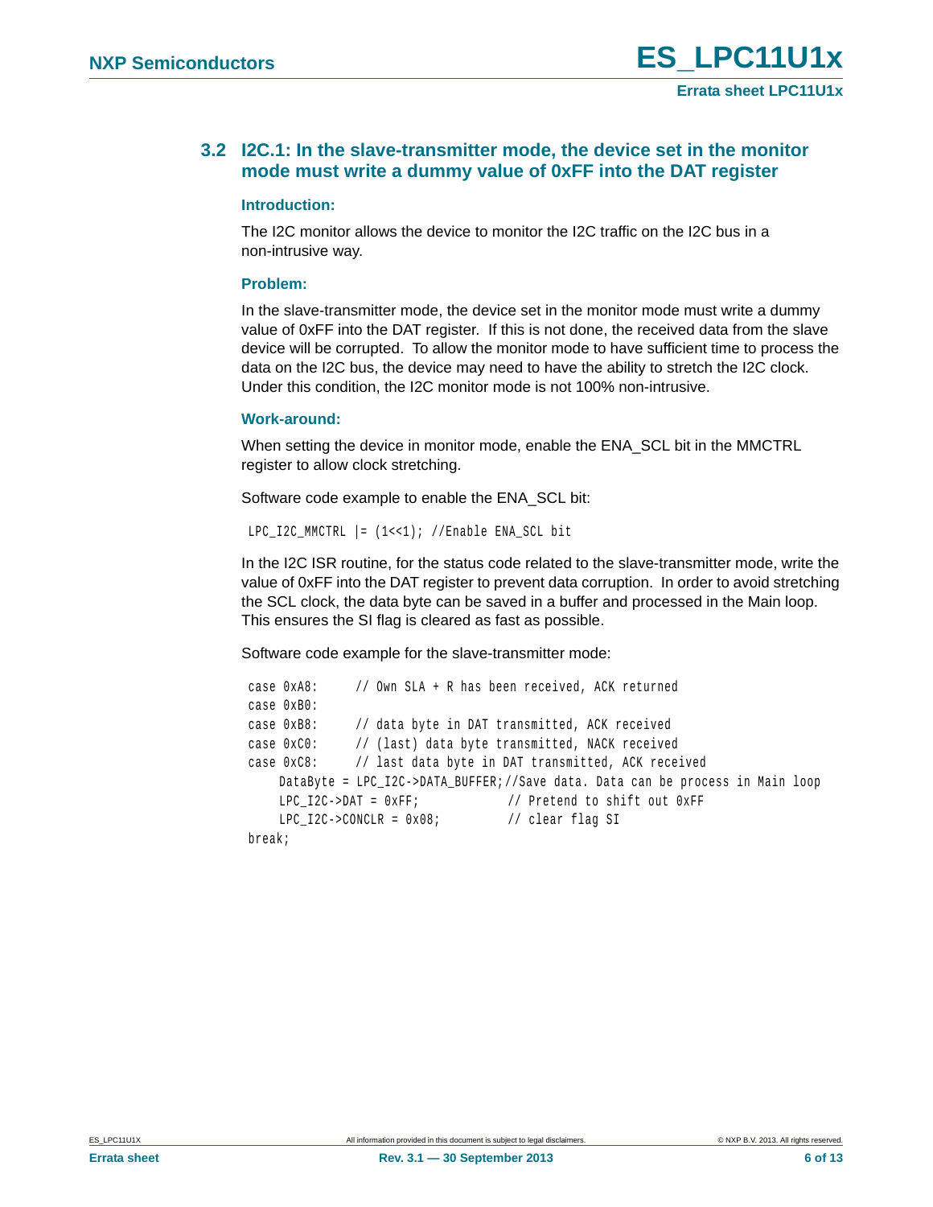## 3.2 I2C.1: In the slave-transmitter mode, the device set in the monitor mode must write a dummy value of 0xFF into the DAT register

### Introduction:

The I2C monitor allows the device to monitor the I2C traffic on the I2C bus in a non-intrusive way.

### Problem:

In the slave-transmitter mode, the device set in the monitor mode must write a dummy value of 0xFF into the DAT register. If this is not done, the received data from the slave device will be corrupted. To allow the monitor mode to have sufficient time to process the data on the I2C bus, the device may need to have the ability to stretch the I2C clock. Under this condition, the I2C monitor mode is not 100% non-intrusive.

### Work-around:

When setting the device in monitor mode, enable the ENA_SCL bit in the MMCTRL register to allow clock stretching.

Software code example to enable the ENA_SCL bit:

```
LPC_I2C_MMCTRL |= (1<<1); //Enable ENA_SCL bit
```

In the I2C ISR routine, for the status code related to the slave-transmitter mode, write the value of 0xFF into the DAT register to prevent data corruption. In order to avoid stretching the SCL clock, the data byte can be saved in a buffer and processed in the Main loop. This ensures the SI flag is cleared as fast as possible.

Software code example for the slave-transmitter mode:

```
case 0xA8:     // Own SLA + R has been received, ACK returned
case 0xB0:
case 0xB8:     // data byte in DAT transmitted, ACK received
case 0xC0:     // (last) data byte transmitted, NACK received
case 0xC8:     // last data byte in DAT transmitted, ACK received
    DataByte = LPC_I2C->DATA_BUFFER;//Save data. Data can be process in Main loop
    LPC_I2C->DAT = 0xFF;            // Pretend to shift out 0xFF
    LPC_I2C->CONCLR = 0x08;         // clear flag SI
break;
```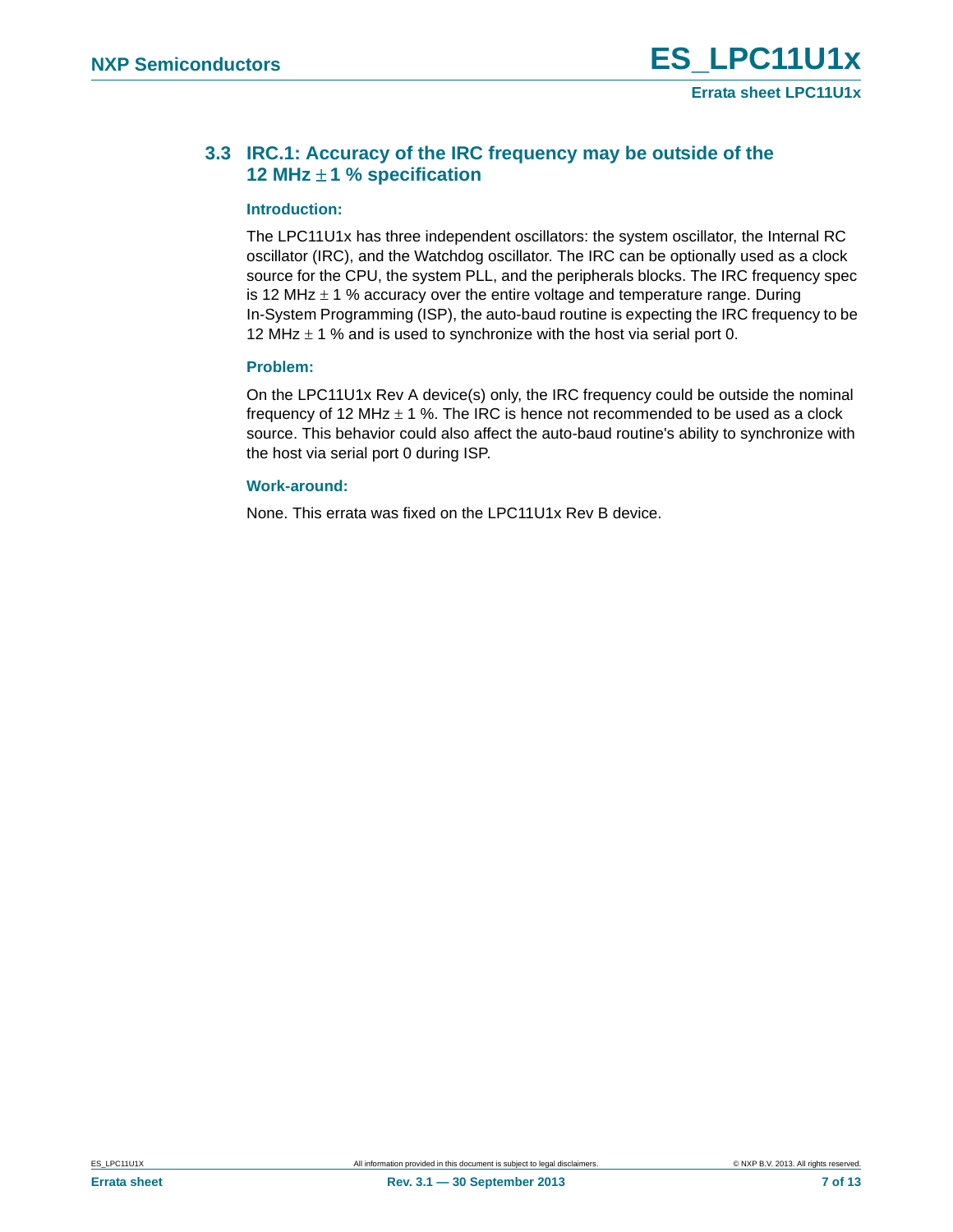### 3.3 IRC.1: Accuracy of the IRC frequency may be outside of the 12 MHz $\pm$ 1 % specification

**Introduction:**

The LPC11U1x has three independent oscillators: the system oscillator, the Internal RC oscillator (IRC), and the Watchdog oscillator. The IRC can be optionally used as a clock source for the CPU, the system PLL, and the peripherals blocks. The IRC frequency spec is 12 MHz $\pm$ 1 % accuracy over the entire voltage and temperature range. During In-System Programming (ISP), the auto-baud routine is expecting the IRC frequency to be 12 MHz $\pm$ 1 % and is used to synchronize with the host via serial port 0.

**Problem:**

On the LPC11U1x Rev A device(s) only, the IRC frequency could be outside the nominal frequency of 12 MHz $\pm$ 1 %. The IRC is hence not recommended to be used as a clock source. This behavior could also affect the auto-baud routine's ability to synchronize with the host via serial port 0 during ISP.

**Work-around:**

None. This errata was fixed on the LPC11U1x Rev B device.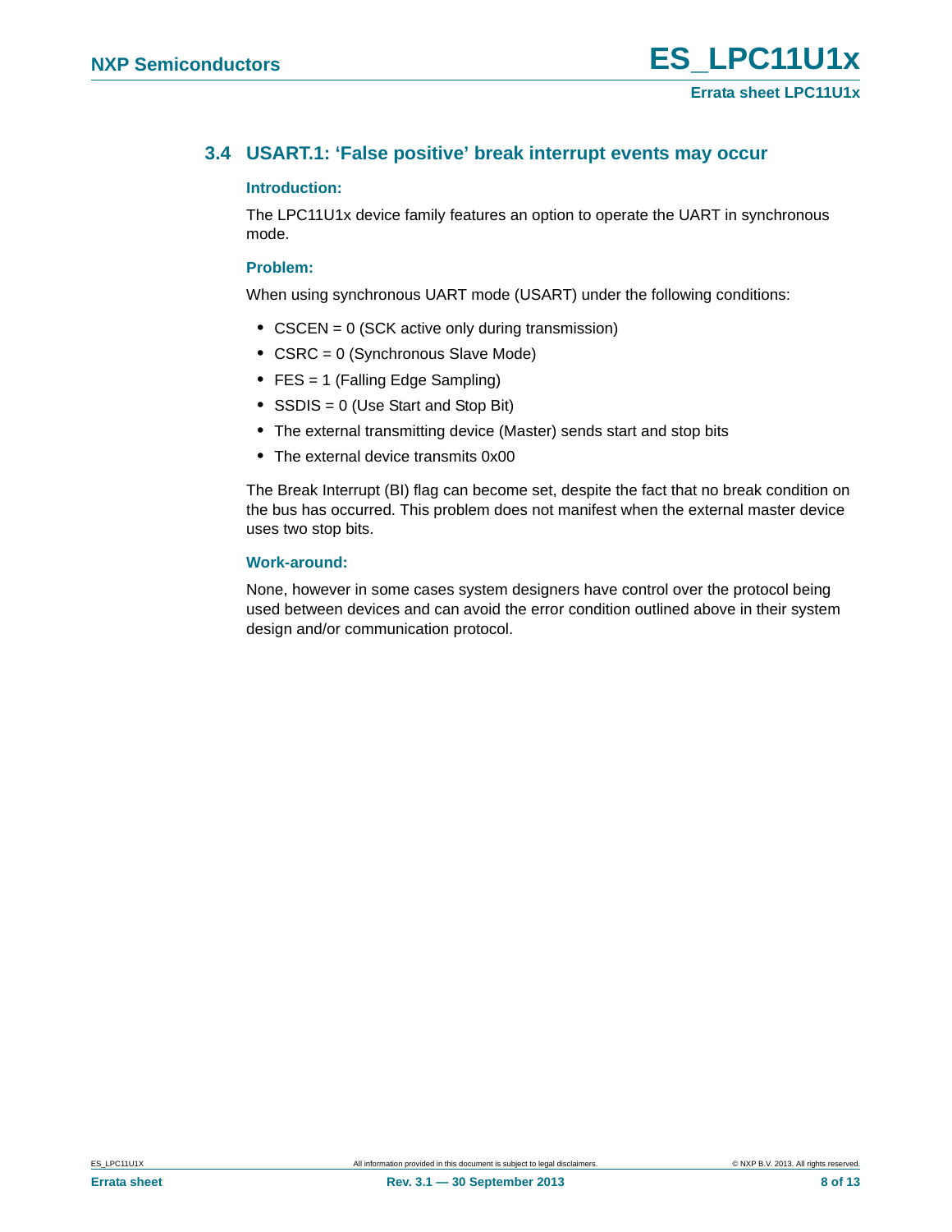## 3.4 USART.1: ‘False positive’ break interrupt events may occur

### Introduction:

The LPC11U1x device family features an option to operate the UART in synchronous mode.

### Problem:

When using synchronous UART mode (USART) under the following conditions:

- CSCEN = 0 (SCK active only during transmission)
- CSRC = 0 (Synchronous Slave Mode)
- FES = 1 (Falling Edge Sampling)
- SSDIS = 0 (Use Start and Stop Bit)
- The external transmitting device (Master) sends start and stop bits
- The external device transmits 0x00

The Break Interrupt (BI) flag can become set, despite the fact that no break condition on the bus has occurred. This problem does not manifest when the external master device uses two stop bits.

### Work-around:

None, however in some cases system designers have control over the protocol being used between devices and can avoid the error condition outlined above in their system design and/or communication protocol.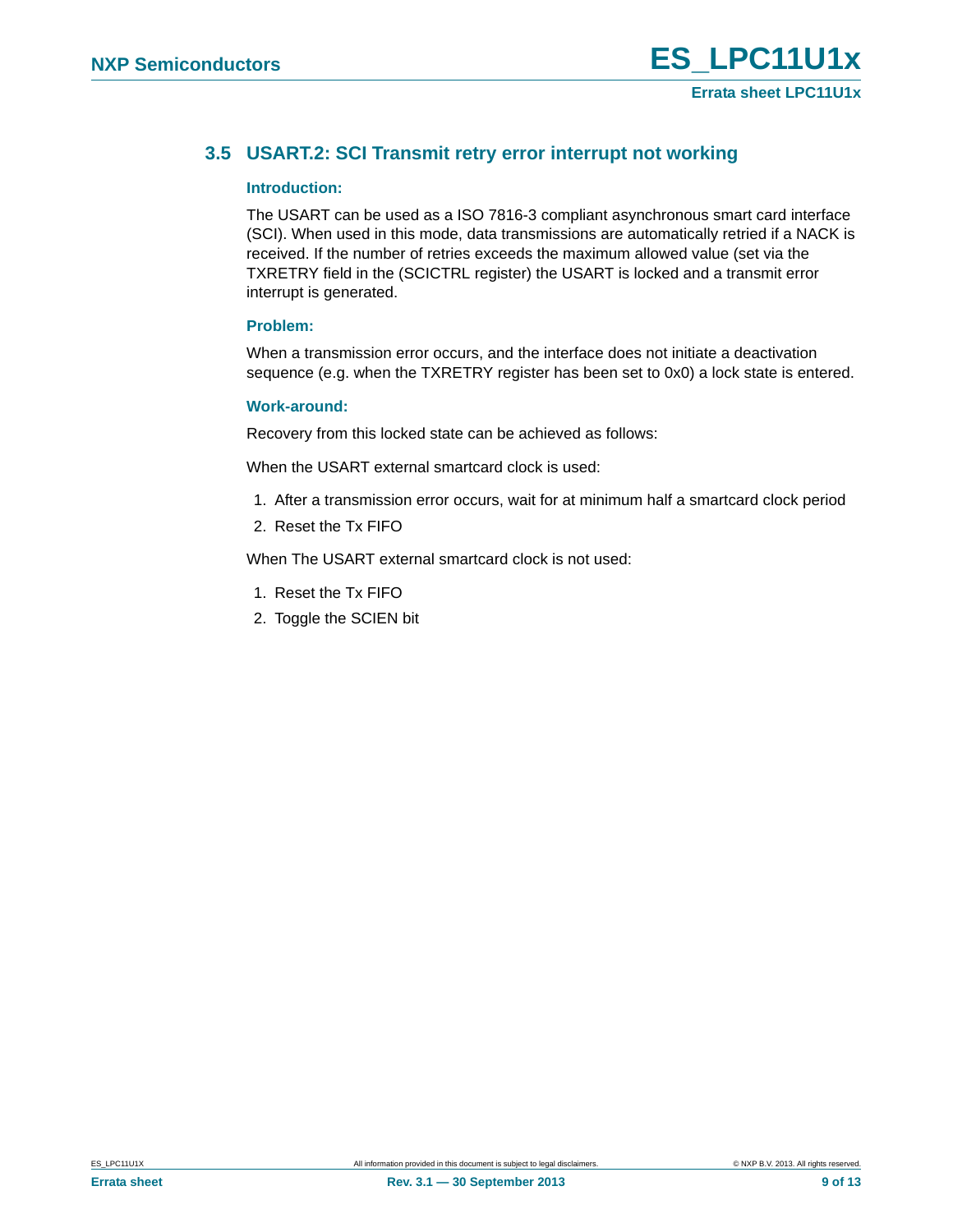### 3.5 USART.2: SCI Transmit retry error interrupt not working

#### Introduction:

The USART can be used as a ISO 7816-3 compliant asynchronous smart card interface (SCI). When used in this mode, data transmissions are automatically retried if a NACK is received. If the number of retries exceeds the maximum allowed value (set via the TXRETRY field in the (SCICTRL register) the USART is locked and a transmit error interrupt is generated.

#### Problem:

When a transmission error occurs, and the interface does not initiate a deactivation sequence (e.g. when the TXRETRY register has been set to 0x0) a lock state is entered.

#### Work-around:

Recovery from this locked state can be achieved as follows:

When the USART external smartcard clock is used:

1. After a transmission error occurs, wait for at minimum half a smartcard clock period
2. Reset the Tx FIFO

When The USART external smartcard clock is not used:

1. Reset the Tx FIFO
2. Toggle the SCIEN bit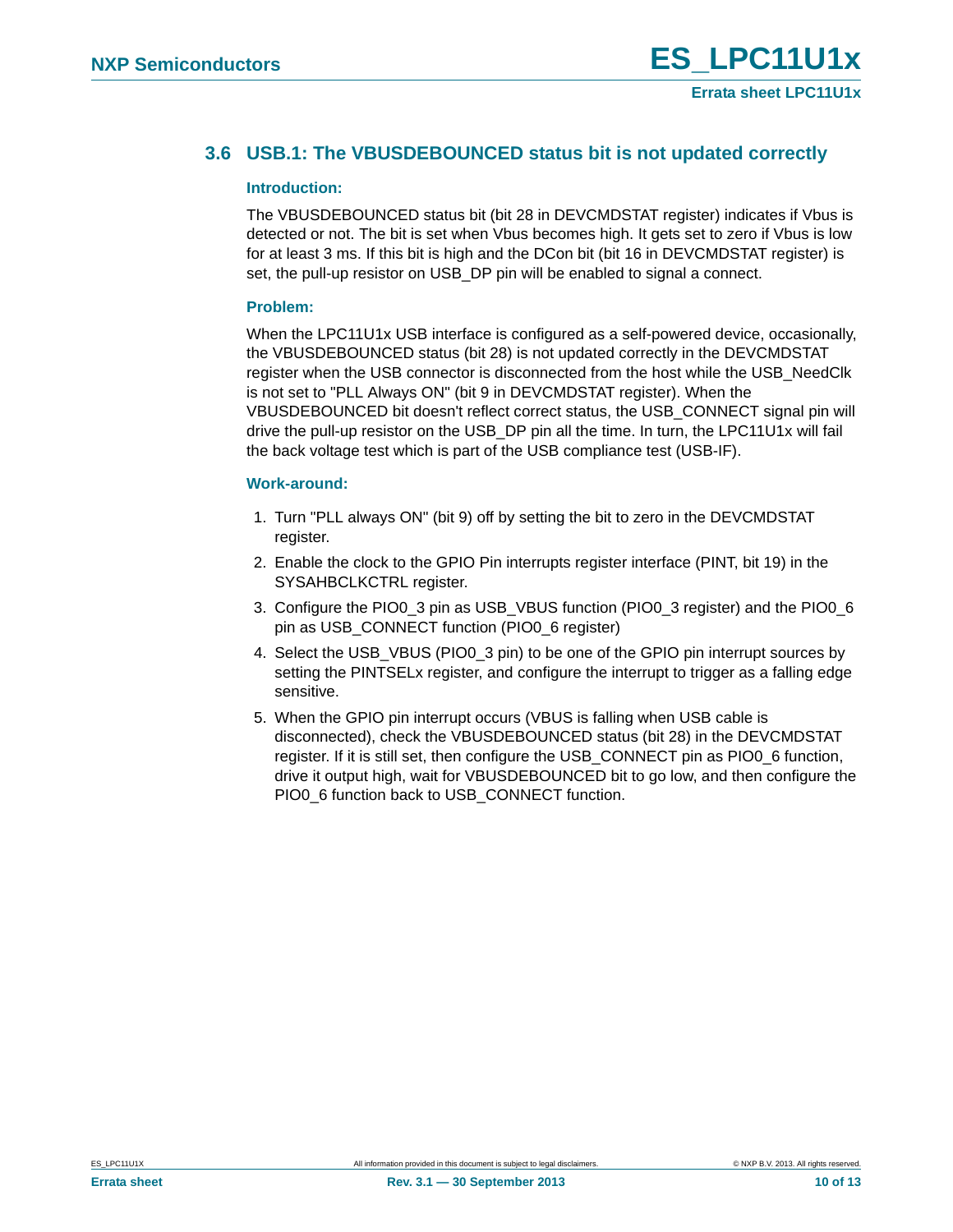### 3.6 USB.1: The VBUSDEBOUNCED status bit is not updated correctly

#### Introduction:

The VBUSDEBOUNCED status bit (bit 28 in DEVCMDSTAT register) indicates if Vbus is detected or not. The bit is set when Vbus becomes high. It gets set to zero if Vbus is low for at least 3 ms. If this bit is high and the DCon bit (bit 16 in DEVCMDSTAT register) is set, the pull-up resistor on USB_DP pin will be enabled to signal a connect.

#### Problem:

When the LPC11U1x USB interface is configured as a self-powered device, occasionally, the VBUSDEBOUNCED status (bit 28) is not updated correctly in the DEVCMDSTAT register when the USB connector is disconnected from the host while the USB_NeedClk is not set to "PLL Always ON" (bit 9 in DEVCMDSTAT register). When the VBUSDEBOUNCED bit doesn't reflect correct status, the USB_CONNECT signal pin will drive the pull-up resistor on the USB_DP pin all the time. In turn, the LPC11U1x will fail the back voltage test which is part of the USB compliance test (USB-IF).

#### Work-around:

1. Turn "PLL always ON" (bit 9) off by setting the bit to zero in the DEVCMDSTAT register.
2. Enable the clock to the GPIO Pin interrupts register interface (PINT, bit 19) in the SYSAHBCLKCTRL register.
3. Configure the PIO0_3 pin as USB_VBUS function (PIO0_3 register) and the PIO0_6 pin as USB_CONNECT function (PIO0_6 register)
4. Select the USB_VBUS (PIO0_3 pin) to be one of the GPIO pin interrupt sources by setting the PINTSELx register, and configure the interrupt to trigger as a falling edge sensitive.
5. When the GPIO pin interrupt occurs (VBUS is falling when USB cable is disconnected), check the VBUSDEBOUNCED status (bit 28) in the DEVCMDSTAT register. If it is still set, then configure the USB_CONNECT pin as PIO0_6 function, drive it output high, wait for VBUSDEBOUNCED bit to go low, and then configure the PIO0_6 function back to USB_CONNECT function.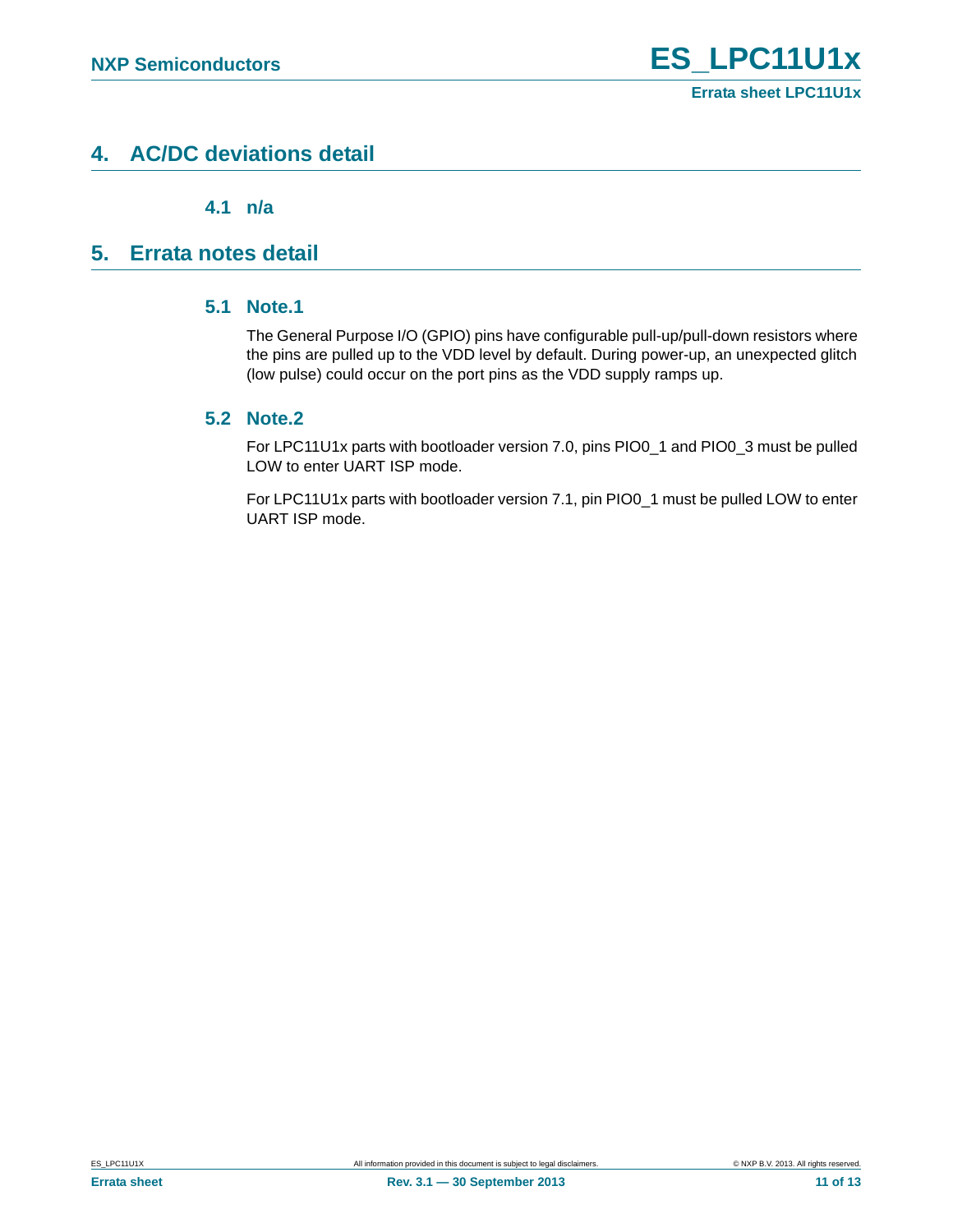# 4. AC/DC deviations detail

## 4.1 n/a

# 5. Errata notes detail

## 5.1 Note.1

The General Purpose I/O (GPIO) pins have configurable pull-up/pull-down resistors where the pins are pulled up to the VDD level by default. During power-up, an unexpected glitch (low pulse) could occur on the port pins as the VDD supply ramps up.

## 5.2 Note.2

For LPC11U1x parts with bootloader version 7.0, pins PIO0_1 and PIO0_3 must be pulled LOW to enter UART ISP mode.

For LPC11U1x parts with bootloader version 7.1, pin PIO0_1 must be pulled LOW to enter UART ISP mode.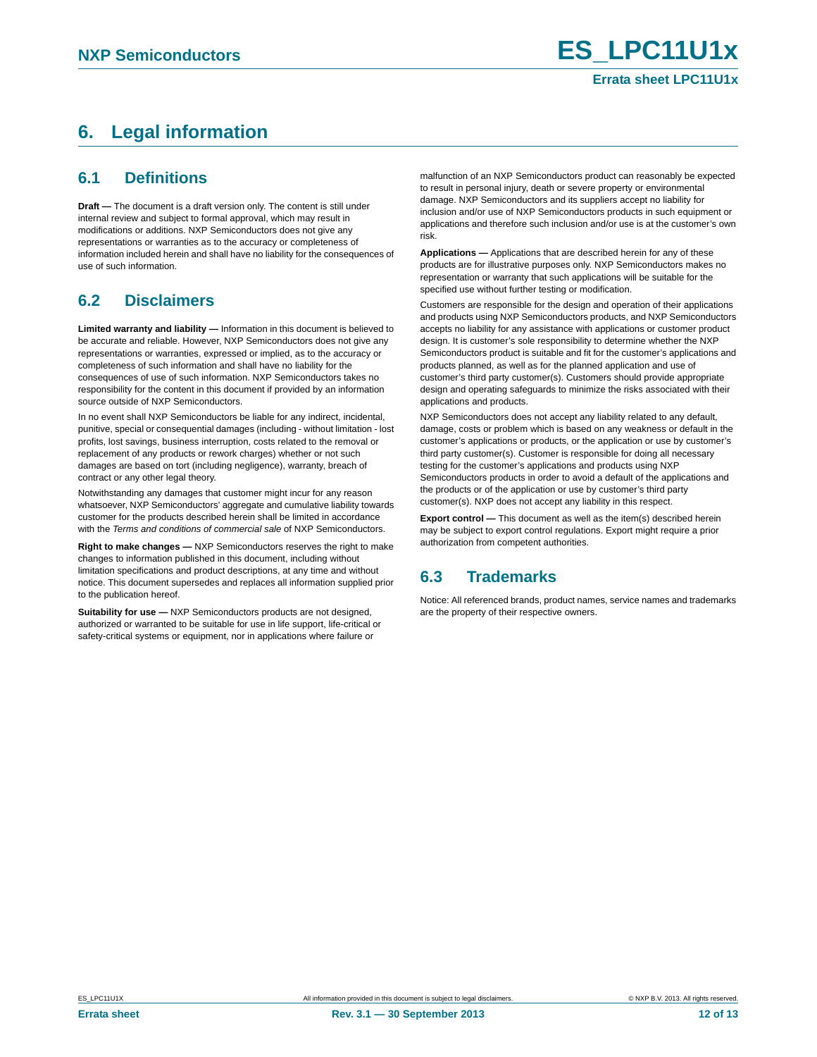# 6. Legal information

## 6.1 Definitions

**Draft —** The document is a draft version only. The content is still under internal review and subject to formal approval, which may result in modifications or additions. NXP Semiconductors does not give any representations or warranties as to the accuracy or completeness of information included herein and shall have no liability for the consequences of use of such information.

## 6.2 Disclaimers

**Limited warranty and liability —** Information in this document is believed to be accurate and reliable. However, NXP Semiconductors does not give any representations or warranties, expressed or implied, as to the accuracy or completeness of such information and shall have no liability for the consequences of use of such information. NXP Semiconductors takes no responsibility for the content in this document if provided by an information source outside of NXP Semiconductors.

In no event shall NXP Semiconductors be liable for any indirect, incidental, punitive, special or consequential damages (including - without limitation - lost profits, lost savings, business interruption, costs related to the removal or replacement of any products or rework charges) whether or not such damages are based on tort (including negligence), warranty, breach of contract or any other legal theory.

Notwithstanding any damages that customer might incur for any reason whatsoever, NXP Semiconductors' aggregate and cumulative liability towards customer for the products described herein shall be limited in accordance with the *Terms and conditions of commercial sale* of NXP Semiconductors.

**Right to make changes —** NXP Semiconductors reserves the right to make changes to information published in this document, including without limitation specifications and product descriptions, at any time and without notice. This document supersedes and replaces all information supplied prior to the publication hereof.

**Suitability for use —** NXP Semiconductors products are not designed, authorized or warranted to be suitable for use in life support, life-critical or safety-critical systems or equipment, nor in applications where failure or malfunction of an NXP Semiconductors product can reasonably be expected to result in personal injury, death or severe property or environmental damage. NXP Semiconductors and its suppliers accept no liability for inclusion and/or use of NXP Semiconductors products in such equipment or applications and therefore such inclusion and/or use is at the customer's own risk.

**Applications —** Applications that are described herein for any of these products are for illustrative purposes only. NXP Semiconductors makes no representation or warranty that such applications will be suitable for the specified use without further testing or modification.

Customers are responsible for the design and operation of their applications and products using NXP Semiconductors products, and NXP Semiconductors accepts no liability for any assistance with applications or customer product design. It is customer's sole responsibility to determine whether the NXP Semiconductors product is suitable and fit for the customer's applications and products planned, as well as for the planned application and use of customer's third party customer(s). Customers should provide appropriate design and operating safeguards to minimize the risks associated with their applications and products.

NXP Semiconductors does not accept any liability related to any default, damage, costs or problem which is based on any weakness or default in the customer's applications or products, or the application or use by customer's third party customer(s). Customer is responsible for doing all necessary testing for the customer's applications and products using NXP Semiconductors products in order to avoid a default of the applications and the products or of the application or use by customer's third party customer(s). NXP does not accept any liability in this respect.

**Export control —** This document as well as the item(s) described herein may be subject to export control regulations. Export might require a prior authorization from competent authorities.

## 6.3 Trademarks

Notice: All referenced brands, product names, service names and trademarks are the property of their respective owners.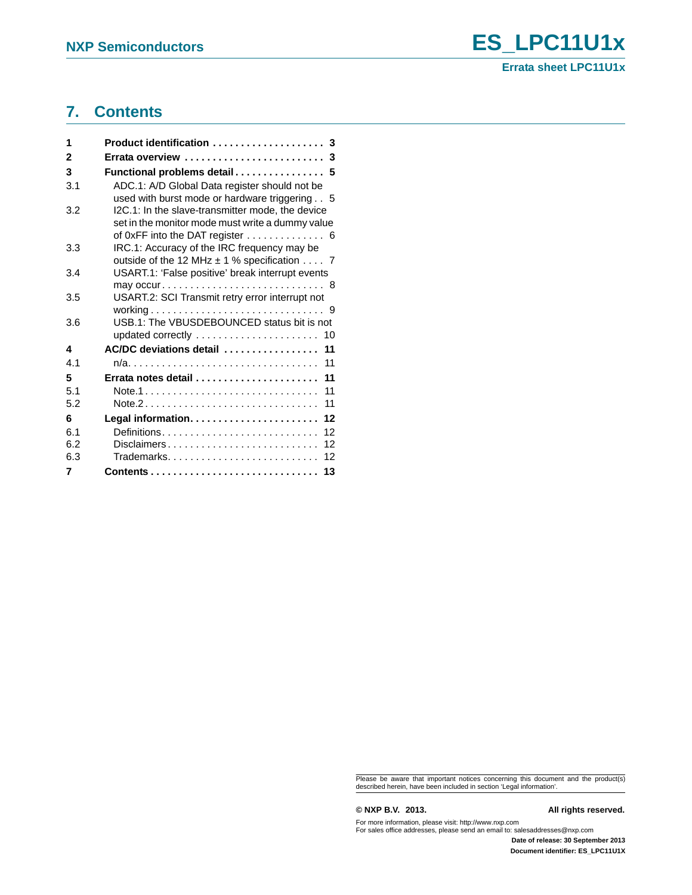## 7. Contents

| | | |
|---|---|---|
| **1** | **Product identification** | **3** |
| **2** | **Errata overview** | **3** |
| **3** | **Functional problems detail** | **5** |
| 3.1 | ADC.1: A/D Global Data register should not be used with burst mode or hardware triggering | 5 |
| 3.2 | I2C.1: In the slave-transmitter mode, the device set in the monitor mode must write a dummy value of 0xFF into the DAT register | 6 |
| 3.3 | IRC.1: Accuracy of the IRC frequency may be outside of the 12 MHz ± 1 % specification | 7 |
| 3.4 | USART.1: 'False positive' break interrupt events may occur | 8 |
| 3.5 | USART.2: SCI Transmit retry error interrupt not working | 9 |
| 3.6 | USB.1: The VBUSDEBOUNCED status bit is not updated correctly | 10 |
| **4** | **AC/DC deviations detail** | **11** |
| 4.1 | n/a. | 11 |
| **5** | **Errata notes detail** | **11** |
| 5.1 | Note.1 | 11 |
| 5.2 | Note.2 | 11 |
| **6** | **Legal information** | **12** |
| 6.1 | Definitions | 12 |
| 6.2 | Disclaimers | 12 |
| 6.3 | Trademarks | 12 |
| **7** | **Contents** | **13** |

Please be aware that important notices concerning this document and the product(s) described herein, have been included in section 'Legal information'.

**© NXP B.V. 2013. All rights reserved.**

For more information, please visit: http://www.nxp.com
For sales office addresses, please send an email to: salesaddresses@nxp.com

**Date of release: 30 September 2013**
**Document identifier: ES_LPC11U1X**